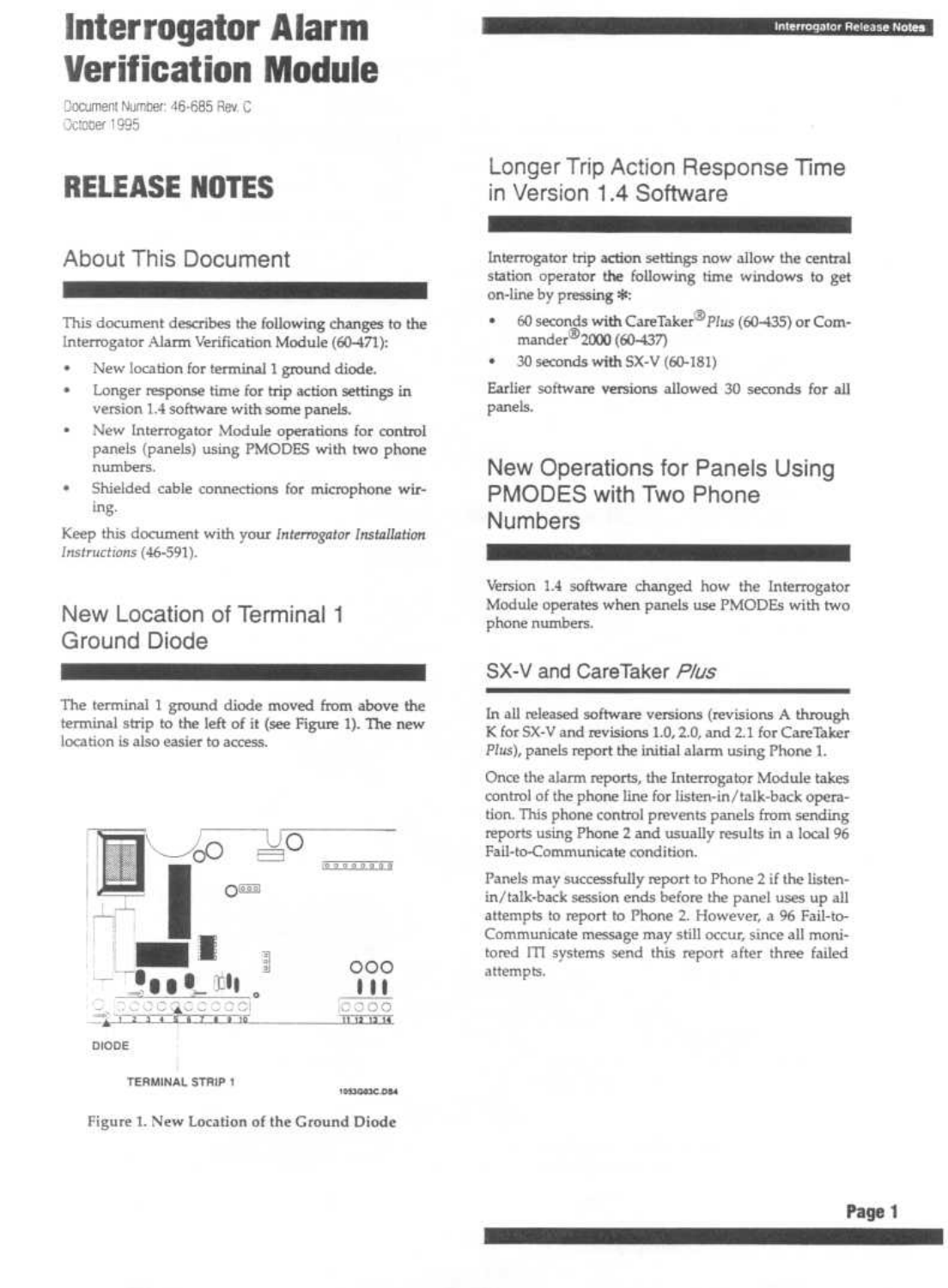# Interrogator Alarm Verification Module

Document Number: 46-685 Rev. C
October 1995

# RELEASE NOTES

## About This Document

This document describes the following changes to the Interrogator Alarm Verification Module (60-471):

- New location for terminal 1 ground diode.
- Longer response time for trip action settings in version 1.4 software with some panels.
- New Interrogator Module operations for control panels (panels) using PMODES with two phone numbers.
- Shielded cable connections for microphone wiring.

Keep this document with your *Interrogator Installation Instructions* (46-591).

## New Location of Terminal 1 Ground Diode

The terminal 1 ground diode moved from above the terminal strip to the left of it (see Figure 1). The new location is also easier to access.

Figure 1. New Location of the Ground Diode

## Longer Trip Action Response Time in Version 1.4 Software

Interrogator trip action settings now allow the central station operator the following time windows to get on-line by pressing *:

- 60 seconds with CareTaker® *Plus* (60-435) or Commander®2000 (60-437)
- 30 seconds with SX-V (60-181)

Earlier software versions allowed 30 seconds for all panels.

## New Operations for Panels Using PMODES with Two Phone Numbers

Version 1.4 software changed how the Interrogator Module operates when panels use PMODEs with two phone numbers.

### SX-V and CareTaker *Plus*

In all released software versions (revisions A through K for SX-V and revisions 1.0, 2.0, and 2.1 for CareTaker *Plus*), panels report the initial alarm using Phone 1.

Once the alarm reports, the Interrogator Module takes control of the phone line for listen-in/talk-back operation. This phone control prevents panels from sending reports using Phone 2 and usually results in a local 96 Fail-to-Communicate condition.

Panels may successfully report to Phone 2 if the listen-in/talk-back session ends before the panel uses up all attempts to report to Phone 2. However, a 96 Fail-to-Communicate message may still occur, since all monitored ITI systems send this report after three failed attempts.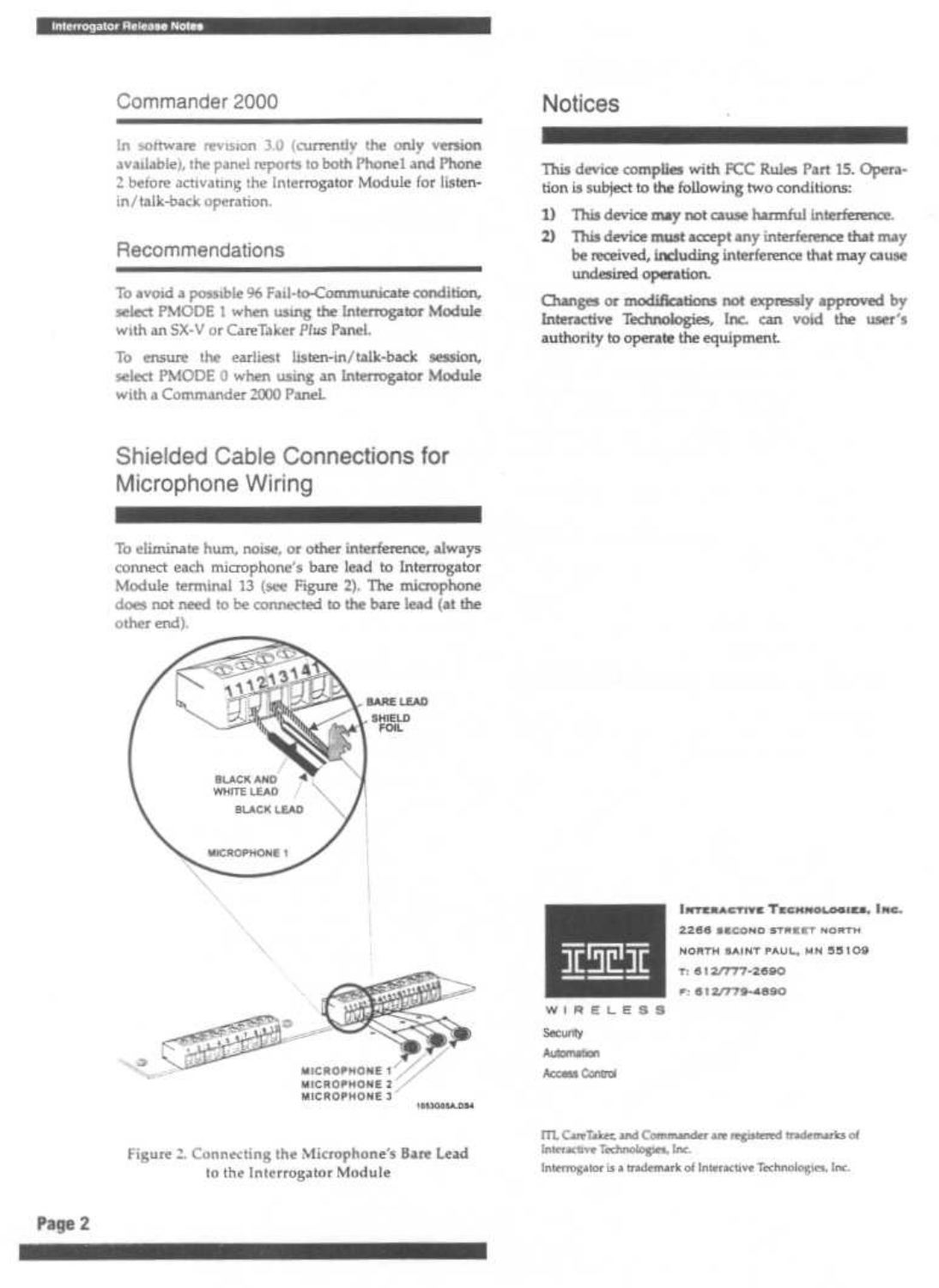## Commander 2000

In software revision 3.0 (currently the only version available), the panel reports to both Phone1 and Phone 2 before activating the Interrogator Module for listen-in/talk-back operation.

## Recommendations

To avoid a possible 96 Fail-to-Communicate condition, select PMODE 1 when using the Interrogator Module with an SX-V or CareTaker *Plus* Panel.

To ensure the earliest listen-in/talk-back session, select PMODE 0 when using an Interrogator Module with a Commander 2000 Panel.

# Shielded Cable Connections for Microphone Wiring

To eliminate hum, noise, or other interference, always connect each microphone's bare lead to Interrogator Module terminal 13 (see Figure 2). The microphone does not need to be connected to the bare lead (at the other end).

11 12 13 14

BARE LEAD

SHIELD FOIL

BLACK AND WHITE LEAD

BLACK LEAD

MICROPHONE 1

MICROPHONE 1

MICROPHONE 2

MICROPHONE 3

1053005A.DS4

Figure 2. Connecting the Microphone's Bare Lead to the Interrogator Module

# Notices

This device complies with FCC Rules Part 15. Operation is subject to the following two conditions:

1) This device may not cause harmful interference.
2) This device must accept any interference that may be received, including interference that may cause undesired operation.

Changes or modifications not expressly approved by Interactive Technologies, Inc. can void the user's authority to operate the equipment.

ITI

WIRELESS

Security

Automation

Access Control

**INTERACTIVE TECHNOLOGIES, INC.**

2266 SECOND STREET NORTH

NORTH SAINT PAUL, MN 55109

T: 612/777-2690

F: 612/779-4890

ITI, CareTaker, and Commander are registered trademarks of Interactive Technologies, Inc.

Interrogator is a trademark of Interactive Technologies, Inc.